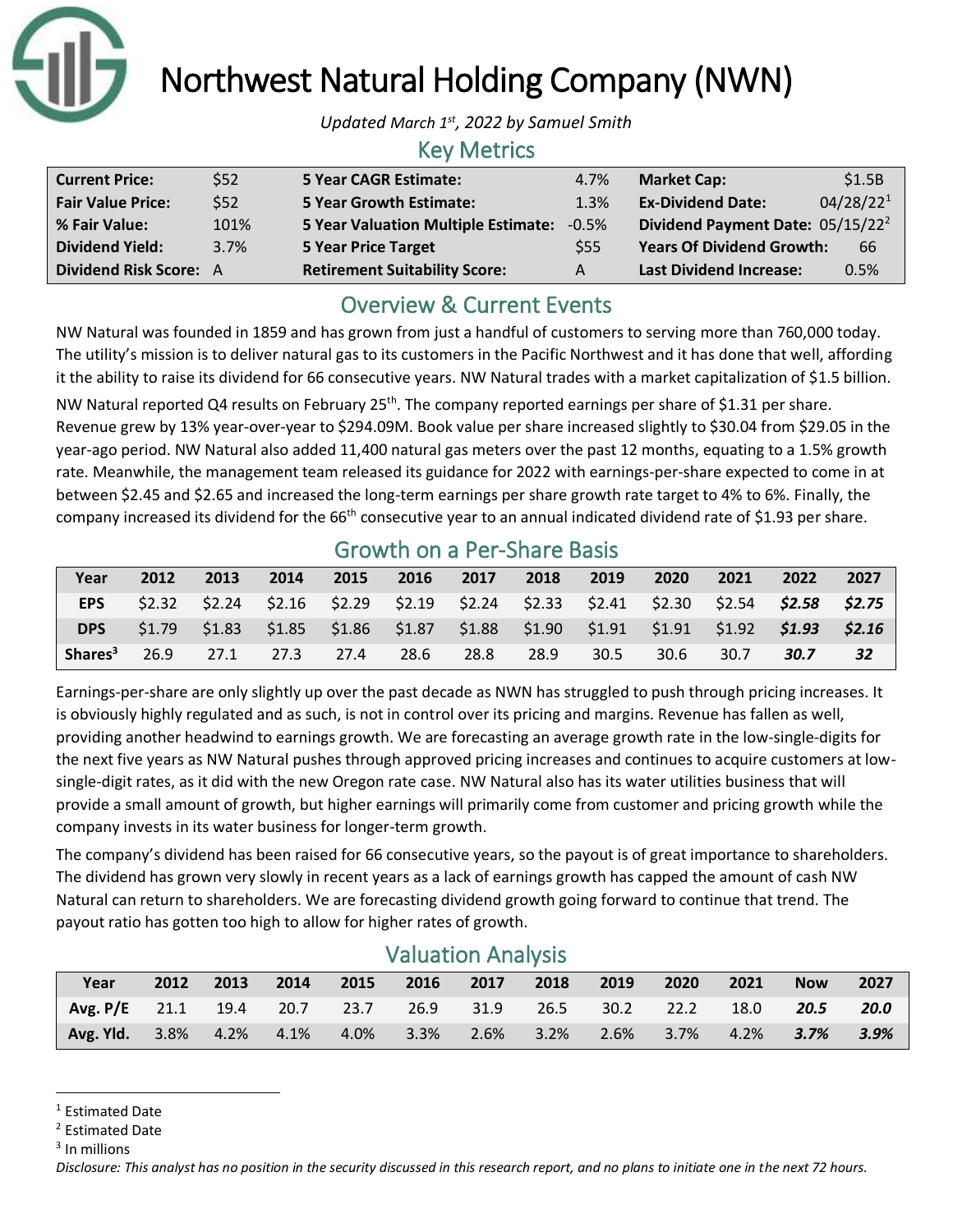# Northwest Natural Holding Company (NWN)

*Updated March 1st, 2022 by Samuel Smith*

## Key Metrics

| | | | | | |
|---|---|---|---|---|---|
| **Current Price:** | $52 | **5 Year CAGR Estimate:** | 4.7% | **Market Cap:** | $1.5B |
| **Fair Value Price:** | $52 | **5 Year Growth Estimate:** | 1.3% | **Ex-Dividend Date:** | 04/28/22[1] |
| **% Fair Value:** | 101% | **5 Year Valuation Multiple Estimate:** | -0.5% | **Dividend Payment Date:** | 05/15/22[2] |
| **Dividend Yield:** | 3.7% | **5 Year Price Target** | $55 | **Years Of Dividend Growth:** | 66 |
| **Dividend Risk Score:** | A | **Retirement Suitability Score:** | A | **Last Dividend Increase:** | 0.5% |

## Overview & Current Events

NW Natural was founded in 1859 and has grown from just a handful of customers to serving more than 760,000 today. The utility's mission is to deliver natural gas to its customers in the Pacific Northwest and it has done that well, affording it the ability to raise its dividend for 66 consecutive years. NW Natural trades with a market capitalization of $1.5 billion.

NW Natural reported Q4 results on February 25th. The company reported earnings per share of $1.31 per share. Revenue grew by 13% year-over-year to $294.09M. Book value per share increased slightly to $30.04 from $29.05 in the year-ago period. NW Natural also added 11,400 natural gas meters over the past 12 months, equating to a 1.5% growth rate. Meanwhile, the management team released its guidance for 2022 with earnings-per-share expected to come in at between $2.45 and $2.65 and increased the long-term earnings per share growth rate target to 4% to 6%. Finally, the company increased its dividend for the 66th consecutive year to an annual indicated dividend rate of $1.93 per share.

## Growth on a Per-Share Basis

| Year | 2012 | 2013 | 2014 | 2015 | 2016 | 2017 | 2018 | 2019 | 2020 | 2021 | 2022 | 2027 |
|---|---|---|---|---|---|---|---|---|---|---|---|---|
| **EPS** | $2.32 | $2.24 | $2.16 | $2.29 | $2.19 | $2.24 | $2.33 | $2.41 | $2.30 | $2.54 | ***$2.58*** | ***$2.75*** |
| **DPS** | $1.79 | $1.83 | $1.85 | $1.86 | $1.87 | $1.88 | $1.90 | $1.91 | $1.91 | $1.92 | ***$1.93*** | ***$2.16*** |
| **Shares**[3] | 26.9 | 27.1 | 27.3 | 27.4 | 28.6 | 28.8 | 28.9 | 30.5 | 30.6 | 30.7 | ***30.7*** | ***32*** |

Earnings-per-share are only slightly up over the past decade as NWN has struggled to push through pricing increases. It is obviously highly regulated and as such, is not in control over its pricing and margins. Revenue has fallen as well, providing another headwind to earnings growth. We are forecasting an average growth rate in the low-single-digits for the next five years as NW Natural pushes through approved pricing increases and continues to acquire customers at low-single-digit rates, as it did with the new Oregon rate case. NW Natural also has its water utilities business that will provide a small amount of growth, but higher earnings will primarily come from customer and pricing growth while the company invests in its water business for longer-term growth.

The company's dividend has been raised for 66 consecutive years, so the payout is of great importance to shareholders. The dividend has grown very slowly in recent years as a lack of earnings growth has capped the amount of cash NW Natural can return to shareholders. We are forecasting dividend growth going forward to continue that trend. The payout ratio has gotten too high to allow for higher rates of growth.

## Valuation Analysis

| Year | 2012 | 2013 | 2014 | 2015 | 2016 | 2017 | 2018 | 2019 | 2020 | 2021 | Now | 2027 |
|---|---|---|---|---|---|---|---|---|---|---|---|---|
| **Avg. P/E** | 21.1 | 19.4 | 20.7 | 23.7 | 26.9 | 31.9 | 26.5 | 30.2 | 22.2 | 18.0 | ***20.5*** | ***20.0*** |
| **Avg. Yld.** | 3.8% | 4.2% | 4.1% | 4.0% | 3.3% | 2.6% | 3.2% | 2.6% | 3.7% | 4.2% | ***3.7%*** | ***3.9%*** |

---

[1] Estimated Date

[2] Estimated Date

[3] In millions

*Disclosure: This analyst has no position in the security discussed in this research report, and no plans to initiate one in the next 72 hours.*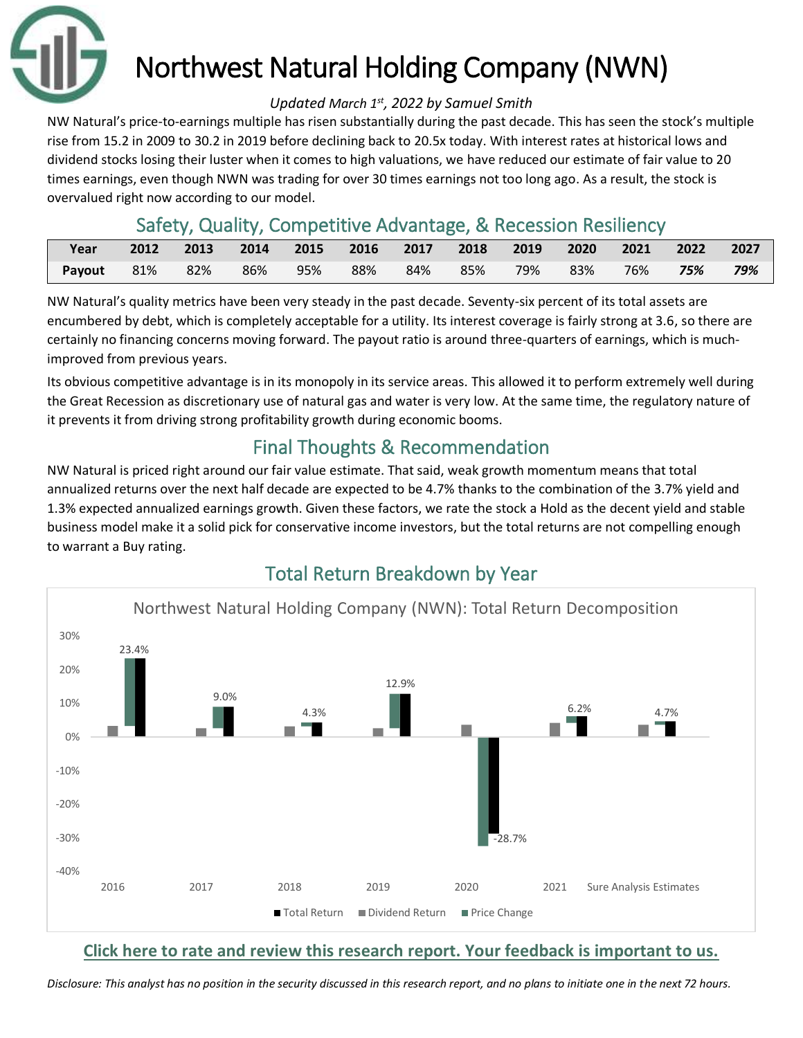# Northwest Natural Holding Company (NWN)

*Updated March 1st, 2022 by Samuel Smith*

NW Natural's price-to-earnings multiple has risen substantially during the past decade. This has seen the stock's multiple rise from 15.2 in 2009 to 30.2 in 2019 before declining back to 20.5x today. With interest rates at historical lows and dividend stocks losing their luster when it comes to high valuations, we have reduced our estimate of fair value to 20 times earnings, even though NWN was trading for over 30 times earnings not too long ago. As a result, the stock is overvalued right now according to our model.

## Safety, Quality, Competitive Advantage, & Recession Resiliency

| Year | 2012 | 2013 | 2014 | 2015 | 2016 | 2017 | 2018 | 2019 | 2020 | 2021 | 2022 | 2027 |
|---|---|---|---|---|---|---|---|---|---|---|---|---|
| Payout | 81% | 82% | 86% | 95% | 88% | 84% | 85% | 79% | 83% | 76% | ***75%*** | ***79%*** |

NW Natural's quality metrics have been very steady in the past decade. Seventy-six percent of its total assets are encumbered by debt, which is completely acceptable for a utility. Its interest coverage is fairly strong at 3.6, so there are certainly no financing concerns moving forward. The payout ratio is around three-quarters of earnings, which is much-improved from previous years.

Its obvious competitive advantage is in its monopoly in its service areas. This allowed it to perform extremely well during the Great Recession as discretionary use of natural gas and water is very low. At the same time, the regulatory nature of it prevents it from driving strong profitability growth during economic booms.

## Final Thoughts & Recommendation

NW Natural is priced right around our fair value estimate. That said, weak growth momentum means that total annualized returns over the next half decade are expected to be 4.7% thanks to the combination of the 3.7% yield and 1.3% expected annualized earnings growth. Given these factors, we rate the stock a Hold as the decent yield and stable business model make it a solid pick for conservative income investors, but the total returns are not compelling enough to warrant a Buy rating.

## Total Return Breakdown by Year

Northwest Natural Holding Company (NWN): Total Return Decomposition

| | 2016 | 2017 | 2018 | 2019 | 2020 | 2021 | Sure Analysis Estimates |
|---|---|---|---|---|---|---|---|
| Total Return | 23.4% | 9.0% | 4.3% | 12.9% | -28.7% | 6.2% | 4.7% |

**Click here to rate and review this research report. Your feedback is important to us.**

*Disclosure: This analyst has no position in the security discussed in this research report, and no plans to initiate one in the next 72 hours.*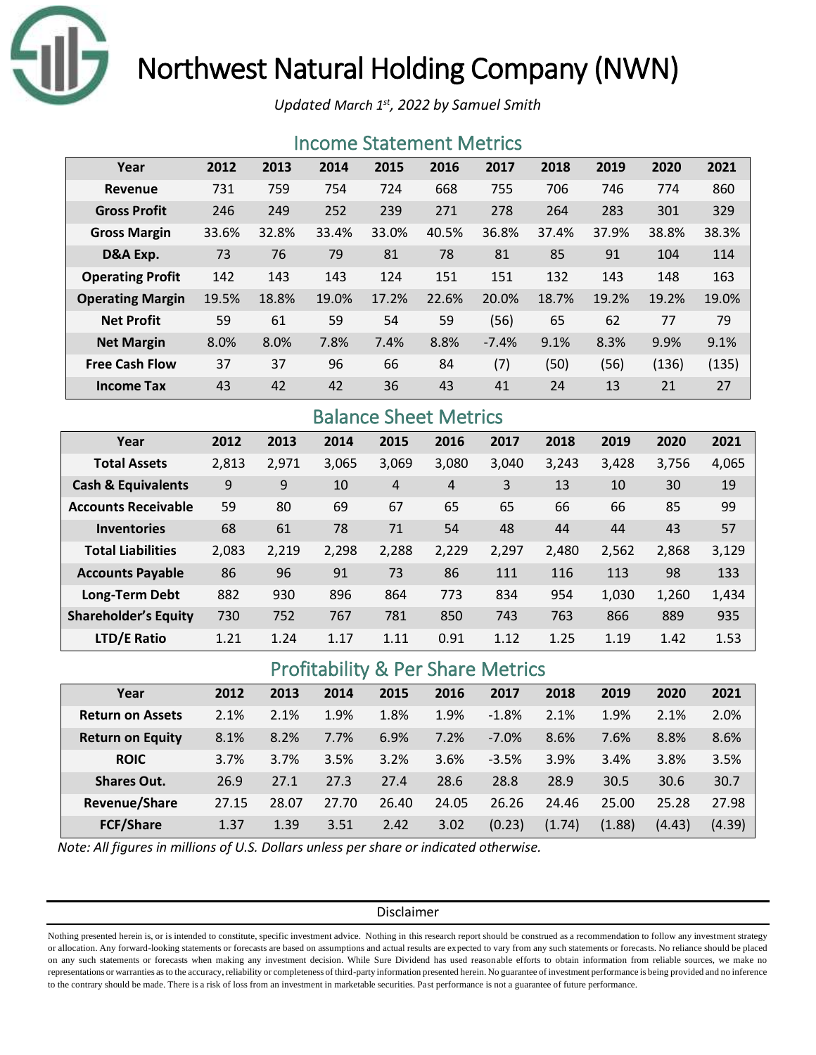# Northwest Natural Holding Company (NWN)

*Updated March 1st, 2022 by Samuel Smith*

## Income Statement Metrics

| Year | 2012 | 2013 | 2014 | 2015 | 2016 | 2017 | 2018 | 2019 | 2020 | 2021 |
|---|---|---|---|---|---|---|---|---|---|---|
| **Revenue** | 731 | 759 | 754 | 724 | 668 | 755 | 706 | 746 | 774 | 860 |
| **Gross Profit** | 246 | 249 | 252 | 239 | 271 | 278 | 264 | 283 | 301 | 329 |
| **Gross Margin** | 33.6% | 32.8% | 33.4% | 33.0% | 40.5% | 36.8% | 37.4% | 37.9% | 38.8% | 38.3% |
| **D&A Exp.** | 73 | 76 | 79 | 81 | 78 | 81 | 85 | 91 | 104 | 114 |
| **Operating Profit** | 142 | 143 | 143 | 124 | 151 | 151 | 132 | 143 | 148 | 163 |
| **Operating Margin** | 19.5% | 18.8% | 19.0% | 17.2% | 22.6% | 20.0% | 18.7% | 19.2% | 19.2% | 19.0% |
| **Net Profit** | 59 | 61 | 59 | 54 | 59 | (56) | 65 | 62 | 77 | 79 |
| **Net Margin** | 8.0% | 8.0% | 7.8% | 7.4% | 8.8% | -7.4% | 9.1% | 8.3% | 9.9% | 9.1% |
| **Free Cash Flow** | 37 | 37 | 96 | 66 | 84 | (7) | (50) | (56) | (136) | (135) |
| **Income Tax** | 43 | 42 | 42 | 36 | 43 | 41 | 24 | 13 | 21 | 27 |

## Balance Sheet Metrics

| Year | 2012 | 2013 | 2014 | 2015 | 2016 | 2017 | 2018 | 2019 | 2020 | 2021 |
|---|---|---|---|---|---|---|---|---|---|---|
| **Total Assets** | 2,813 | 2,971 | 3,065 | 3,069 | 3,080 | 3,040 | 3,243 | 3,428 | 3,756 | 4,065 |
| **Cash & Equivalents** | 9 | 9 | 10 | 4 | 4 | 3 | 13 | 10 | 30 | 19 |
| **Accounts Receivable** | 59 | 80 | 69 | 67 | 65 | 65 | 66 | 66 | 85 | 99 |
| **Inventories** | 68 | 61 | 78 | 71 | 54 | 48 | 44 | 44 | 43 | 57 |
| **Total Liabilities** | 2,083 | 2,219 | 2,298 | 2,288 | 2,229 | 2,297 | 2,480 | 2,562 | 2,868 | 3,129 |
| **Accounts Payable** | 86 | 96 | 91 | 73 | 86 | 111 | 116 | 113 | 98 | 133 |
| **Long-Term Debt** | 882 | 930 | 896 | 864 | 773 | 834 | 954 | 1,030 | 1,260 | 1,434 |
| **Shareholder's Equity** | 730 | 752 | 767 | 781 | 850 | 743 | 763 | 866 | 889 | 935 |
| **LTD/E Ratio** | 1.21 | 1.24 | 1.17 | 1.11 | 0.91 | 1.12 | 1.25 | 1.19 | 1.42 | 1.53 |

## Profitability & Per Share Metrics

| Year | 2012 | 2013 | 2014 | 2015 | 2016 | 2017 | 2018 | 2019 | 2020 | 2021 |
|---|---|---|---|---|---|---|---|---|---|---|
| **Return on Assets** | 2.1% | 2.1% | 1.9% | 1.8% | 1.9% | -1.8% | 2.1% | 1.9% | 2.1% | 2.0% |
| **Return on Equity** | 8.1% | 8.2% | 7.7% | 6.9% | 7.2% | -7.0% | 8.6% | 7.6% | 8.8% | 8.6% |
| **ROIC** | 3.7% | 3.7% | 3.5% | 3.2% | 3.6% | -3.5% | 3.9% | 3.4% | 3.8% | 3.5% |
| **Shares Out.** | 26.9 | 27.1 | 27.3 | 27.4 | 28.6 | 28.8 | 28.9 | 30.5 | 30.6 | 30.7 |
| **Revenue/Share** | 27.15 | 28.07 | 27.70 | 26.40 | 24.05 | 26.26 | 24.46 | 25.00 | 25.28 | 27.98 |
| **FCF/Share** | 1.37 | 1.39 | 3.51 | 2.42 | 3.02 | (0.23) | (1.74) | (1.88) | (4.43) | (4.39) |

*Note: All figures in millions of U.S. Dollars unless per share or indicated otherwise.*

---

Disclaimer

Nothing presented herein is, or is intended to constitute, specific investment advice. Nothing in this research report should be construed as a recommendation to follow any investment strategy or allocation. Any forward-looking statements or forecasts are based on assumptions and actual results are expected to vary from any such statements or forecasts. No reliance should be placed on any such statements or forecasts when making any investment decision. While Sure Dividend has used reasonable efforts to obtain information from reliable sources, we make no representations or warranties as to the accuracy, reliability or completeness of third-party information presented herein. No guarantee of investment performance is being provided and no inference to the contrary should be made. There is a risk of loss from an investment in marketable securities. Past performance is not a guarantee of future performance.